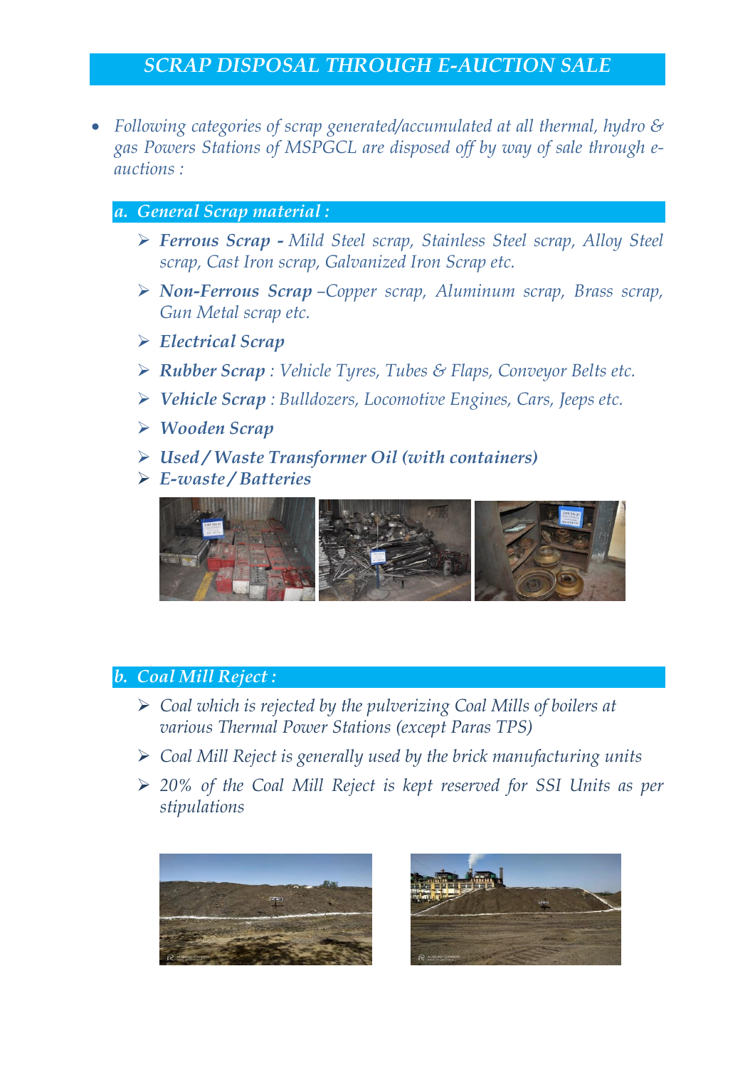# *SCRAP DISPOSAL THROUGH E-AUCTION SALE*

- *Following categories of scrap generated/accumulated at all thermal, hydro & gas Powers Stations of MSPGCL are disposed off by way of sale through e-auctions :*

## *a. General Scrap material :*

- ***Ferrous Scrap -*** *Mild Steel scrap, Stainless Steel scrap, Alloy Steel scrap, Cast Iron scrap, Galvanized Iron Scrap etc.*
- ***Non-Ferrous Scrap*** *–Copper scrap, Aluminum scrap, Brass scrap, Gun Metal scrap etc.*
- ***Electrical Scrap***
- ***Rubber Scrap*** *: Vehicle Tyres, Tubes & Flaps, Conveyor Belts etc.*
- ***Vehicle Scrap*** *: Bulldozers, Locomotive Engines, Cars, Jeeps etc.*
- ***Wooden Scrap***
- ***Used / Waste Transformer Oil (with containers)***
- ***E-waste / Batteries***

## *b. Coal Mill Reject :*

- *Coal which is rejected by the pulverizing Coal Mills of boilers at various Thermal Power Stations (except Paras TPS)*
- *Coal Mill Reject is generally used by the brick manufacturing units*
- *20% of the Coal Mill Reject is kept reserved for SSI Units as per stipulations*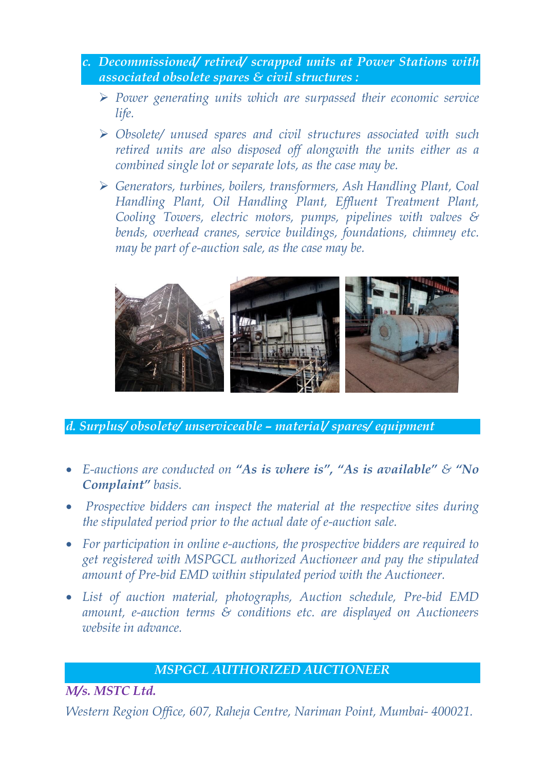## *c. Decommissioned/ retired/ scrapped units at Power Stations with associated obsolete spares & civil structures :*

- *Power generating units which are surpassed their economic service life.*
- *Obsolete/ unused spares and civil structures associated with such retired units are also disposed off alongwith the units either as a combined single lot or separate lots, as the case may be.*
- *Generators, turbines, boilers, transformers, Ash Handling Plant, Coal Handling Plant, Oil Handling Plant, Effluent Treatment Plant, Cooling Towers, electric motors, pumps, pipelines with valves & bends, overhead cranes, service buildings, foundations, chimney etc. may be part of e-auction sale, as the case may be.*

## *d. Surplus/ obsolete/ unserviceable – material/ spares/ equipment*

- *E-auctions are conducted on **"As is where is", "As is available"** & **"No Complaint"** basis.*
- *Prospective bidders can inspect the material at the respective sites during the stipulated period prior to the actual date of e-auction sale.*
- *For participation in online e-auctions, the prospective bidders are required to get registered with MSPGCL authorized Auctioneer and pay the stipulated amount of Pre-bid EMD within stipulated period with the Auctioneer.*
- *List of auction material, photographs, Auction schedule, Pre-bid EMD amount, e-auction terms & conditions etc. are displayed on Auctioneers website in advance.*

## *MSPGCL AUTHORIZED AUCTIONEER*

***M/s. MSTC Ltd.***

*Western Region Office, 607, Raheja Centre, Nariman Point, Mumbai- 400021.*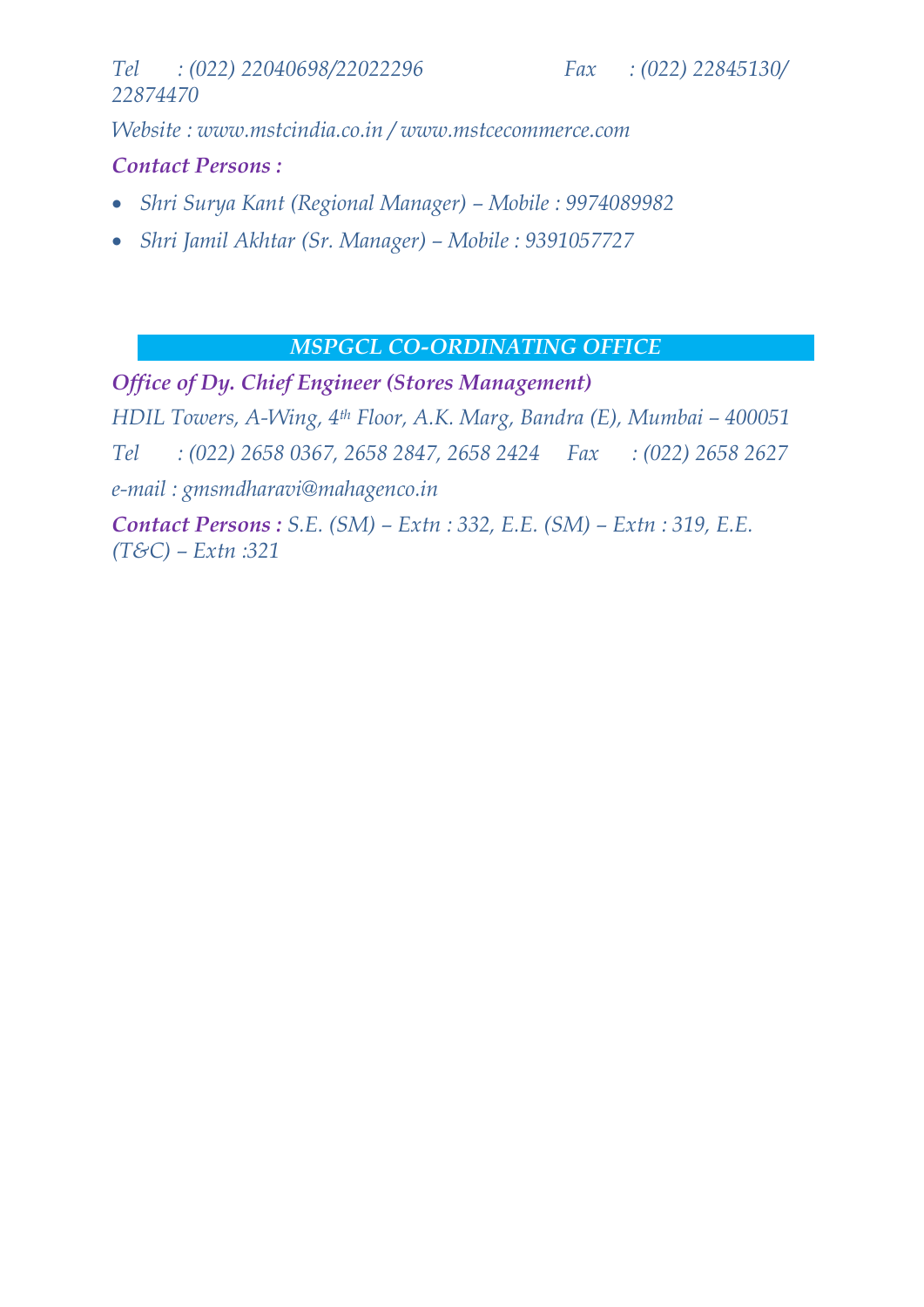*Tel : (022) 22040698/22022296 Fax : (022) 22845130/ 22874470*

*Website : www.mstcindia.co.in / www.mstcecommerce.com*

***Contact Persons :***

- *Shri Surya Kant (Regional Manager) – Mobile : 9974089982*
- *Shri Jamil Akhtar (Sr. Manager) – Mobile : 9391057727*

## *MSPGCL CO-ORDINATING OFFICE*

***Office of Dy. Chief Engineer (Stores Management)***

*HDIL Towers, A-Wing, 4th Floor, A.K. Marg, Bandra (E), Mumbai – 400051*

*Tel : (022) 2658 0367, 2658 2847, 2658 2424 Fax : (022) 2658 2627*

*e-mail : gmsmdharavi@mahagenco.in*

***Contact Persons :*** *S.E. (SM) – Extn : 332, E.E. (SM) – Extn : 319, E.E. (T&C) – Extn :321*